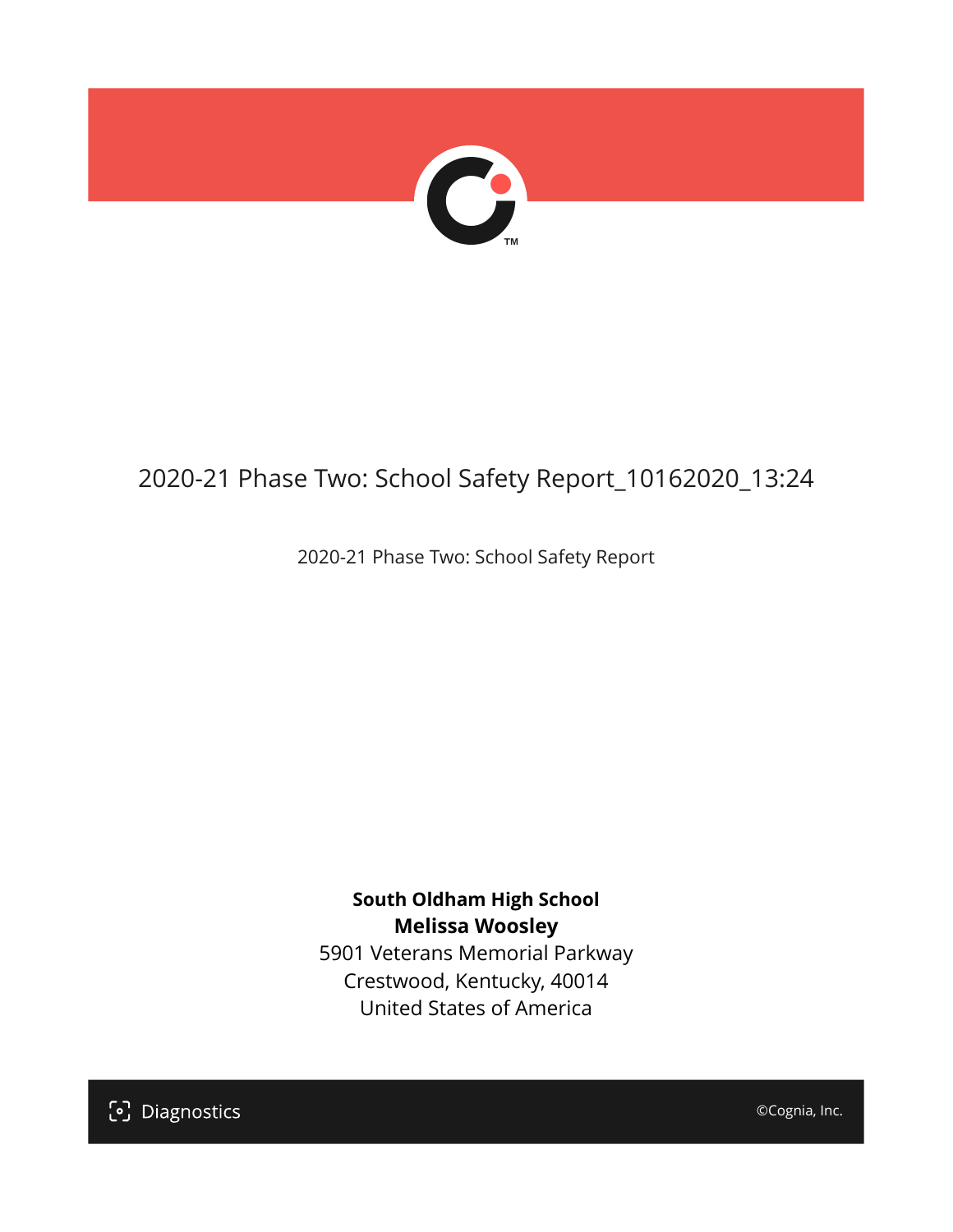# 2020-21 Phase Two: School Safety Report_10162020_13:24

2020-21 Phase Two: School Safety Report

**South Oldham High School**
**Melissa Woosley**
5901 Veterans Memorial Parkway
Crestwood, Kentucky, 40014
United States of America

Diagnostics

©Cognia, Inc.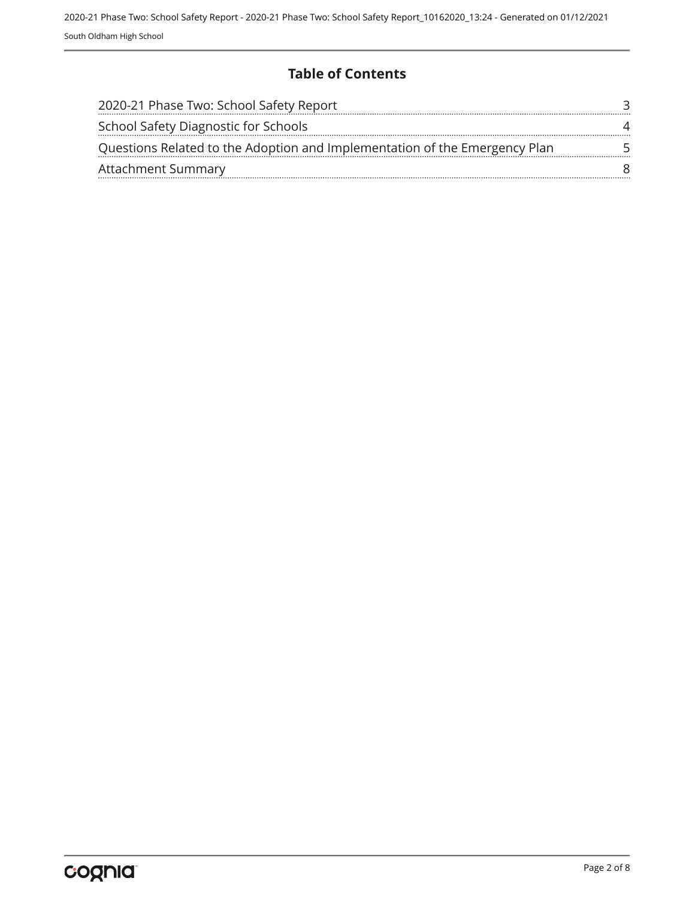# Table of Contents

| | |
|---|---|
| 2020-21 Phase Two: School Safety Report | 3 |
| School Safety Diagnostic for Schools | 4 |
| Questions Related to the Adoption and Implementation of the Emergency Plan | 5 |
| Attachment Summary | 8 |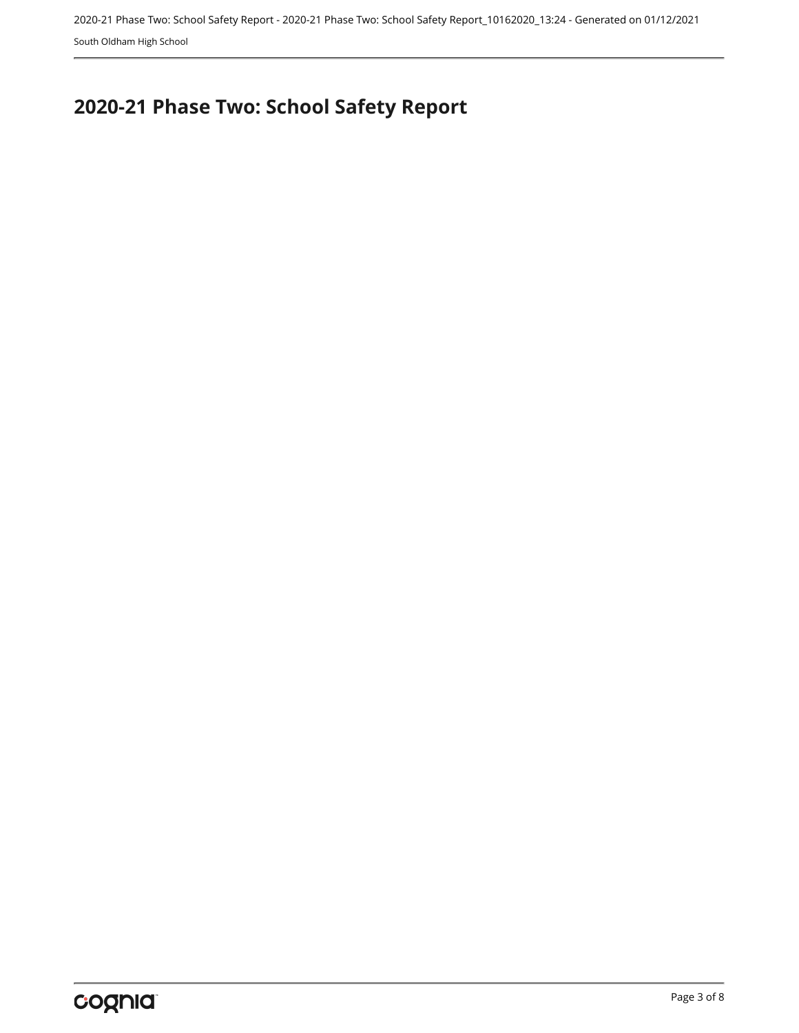# 2020-21 Phase Two: School Safety Report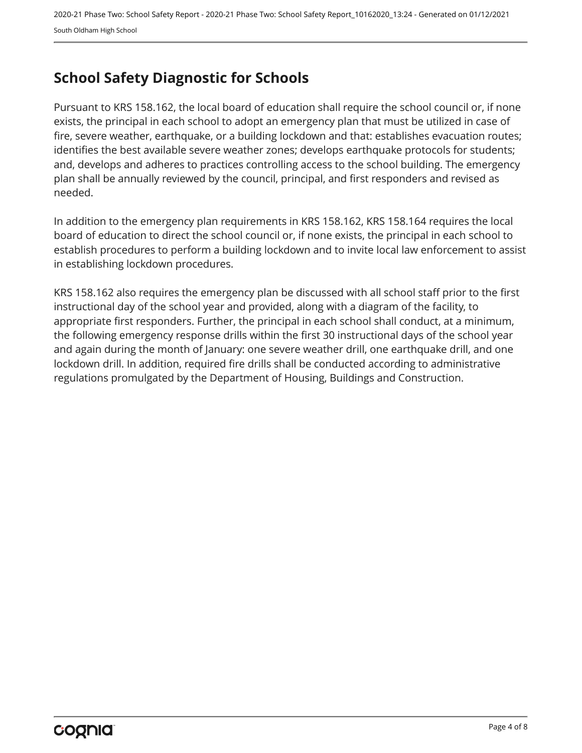# School Safety Diagnostic for Schools

Pursuant to KRS 158.162, the local board of education shall require the school council or, if none exists, the principal in each school to adopt an emergency plan that must be utilized in case of fire, severe weather, earthquake, or a building lockdown and that: establishes evacuation routes; identifies the best available severe weather zones; develops earthquake protocols for students; and, develops and adheres to practices controlling access to the school building. The emergency plan shall be annually reviewed by the council, principal, and first responders and revised as needed.

In addition to the emergency plan requirements in KRS 158.162, KRS 158.164 requires the local board of education to direct the school council or, if none exists, the principal in each school to establish procedures to perform a building lockdown and to invite local law enforcement to assist in establishing lockdown procedures.

KRS 158.162 also requires the emergency plan be discussed with all school staff prior to the first instructional day of the school year and provided, along with a diagram of the facility, to appropriate first responders. Further, the principal in each school shall conduct, at a minimum, the following emergency response drills within the first 30 instructional days of the school year and again during the month of January: one severe weather drill, one earthquake drill, and one lockdown drill. In addition, required fire drills shall be conducted according to administrative regulations promulgated by the Department of Housing, Buildings and Construction.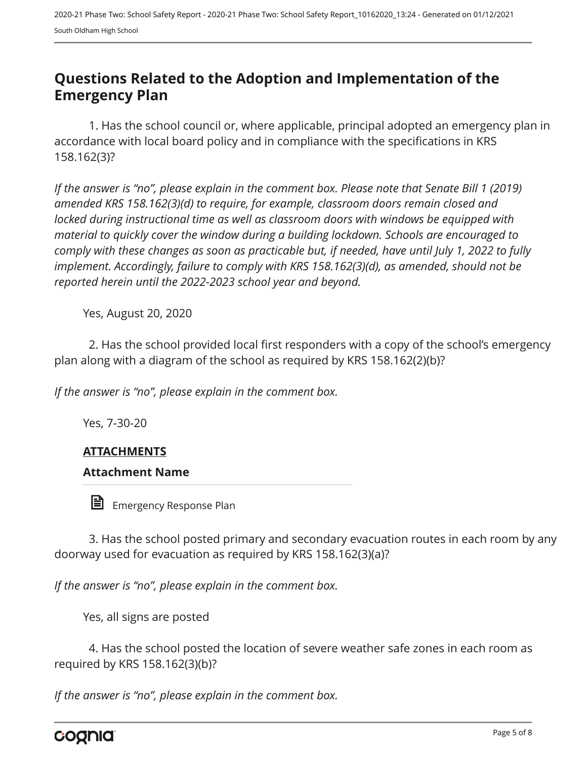## Questions Related to the Adoption and Implementation of the Emergency Plan

1. Has the school council or, where applicable, principal adopted an emergency plan in accordance with local board policy and in compliance with the specifications in KRS 158.162(3)?

*If the answer is "no", please explain in the comment box. Please note that Senate Bill 1 (2019) amended KRS 158.162(3)(d) to require, for example, classroom doors remain closed and locked during instructional time as well as classroom doors with windows be equipped with material to quickly cover the window during a building lockdown. Schools are encouraged to comply with these changes as soon as practicable but, if needed, have until July 1, 2022 to fully implement. Accordingly, failure to comply with KRS 158.162(3)(d), as amended, should not be reported herein until the 2022-2023 school year and beyond.*

Yes, August 20, 2020

2. Has the school provided local first responders with a copy of the school's emergency plan along with a diagram of the school as required by KRS 158.162(2)(b)?

*If the answer is "no", please explain in the comment box.*

Yes, 7-30-20

**ATTACHMENTS**

**Attachment Name**

Emergency Response Plan

3. Has the school posted primary and secondary evacuation routes in each room by any doorway used for evacuation as required by KRS 158.162(3)(a)?

*If the answer is "no", please explain in the comment box.*

Yes, all signs are posted

4. Has the school posted the location of severe weather safe zones in each room as required by KRS 158.162(3)(b)?

*If the answer is "no", please explain in the comment box.*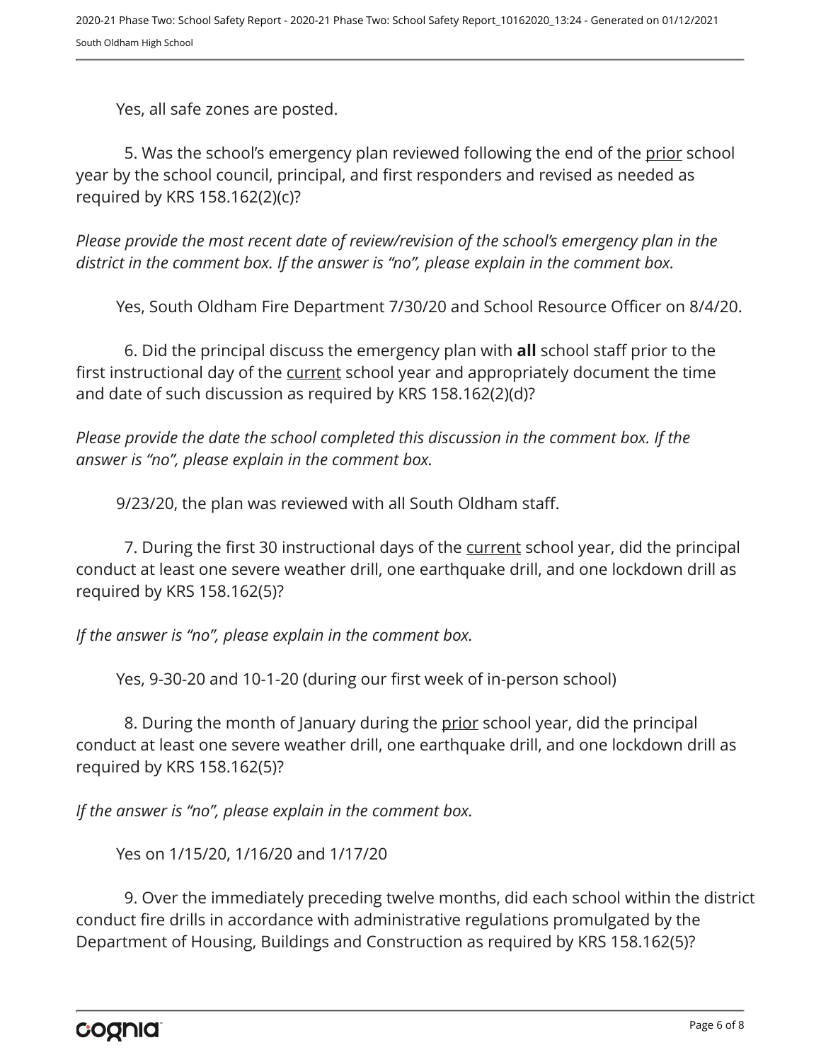Yes, all safe zones are posted.

5. Was the school's emergency plan reviewed following the end of the prior school year by the school council, principal, and first responders and revised as needed as required by KRS 158.162(2)(c)?

*Please provide the most recent date of review/revision of the school's emergency plan in the district in the comment box. If the answer is "no", please explain in the comment box.*

Yes, South Oldham Fire Department 7/30/20 and School Resource Officer on 8/4/20.

6. Did the principal discuss the emergency plan with **all** school staff prior to the first instructional day of the current school year and appropriately document the time and date of such discussion as required by KRS 158.162(2)(d)?

*Please provide the date the school completed this discussion in the comment box. If the answer is "no", please explain in the comment box.*

9/23/20, the plan was reviewed with all South Oldham staff.

7. During the first 30 instructional days of the current school year, did the principal conduct at least one severe weather drill, one earthquake drill, and one lockdown drill as required by KRS 158.162(5)?

*If the answer is "no", please explain in the comment box.*

Yes, 9-30-20 and 10-1-20 (during our first week of in-person school)

8. During the month of January during the prior school year, did the principal conduct at least one severe weather drill, one earthquake drill, and one lockdown drill as required by KRS 158.162(5)?

*If the answer is "no", please explain in the comment box.*

Yes on 1/15/20, 1/16/20 and 1/17/20

9. Over the immediately preceding twelve months, did each school within the district conduct fire drills in accordance with administrative regulations promulgated by the Department of Housing, Buildings and Construction as required by KRS 158.162(5)?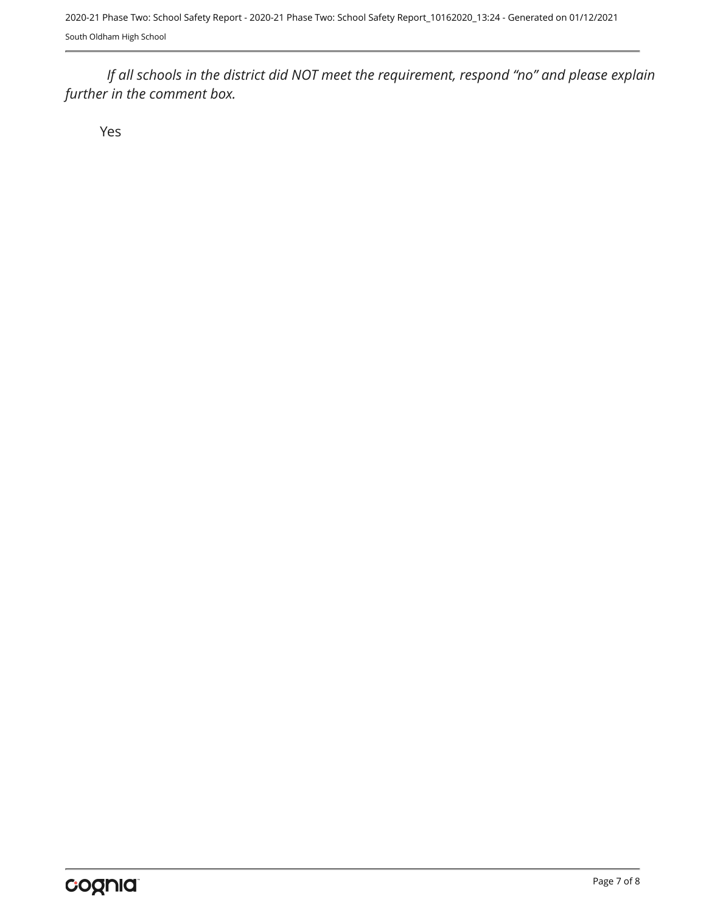*If all schools in the district did NOT meet the requirement, respond “no” and please explain further in the comment box.*

Yes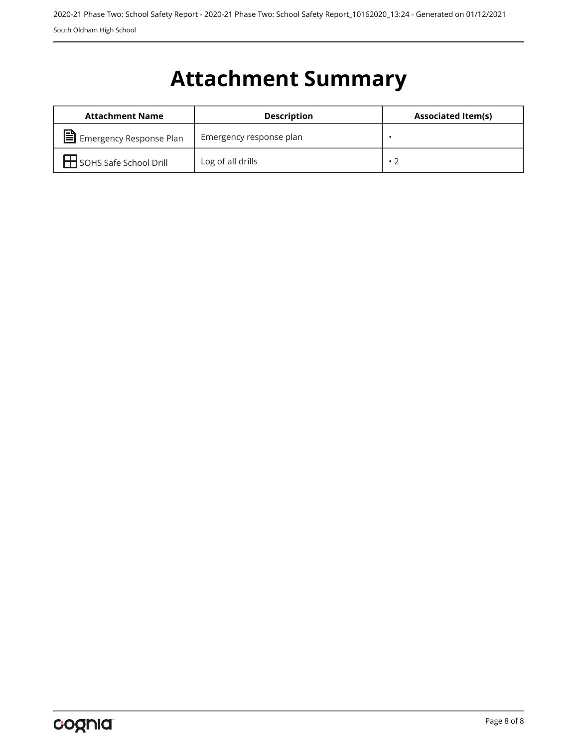# Attachment Summary

| Attachment Name | Description | Associated Item(s) |
| --- | --- | --- |
| Emergency Response Plan | Emergency response plan | • |
| SOHS Safe School Drill | Log of all drills | • 2 |